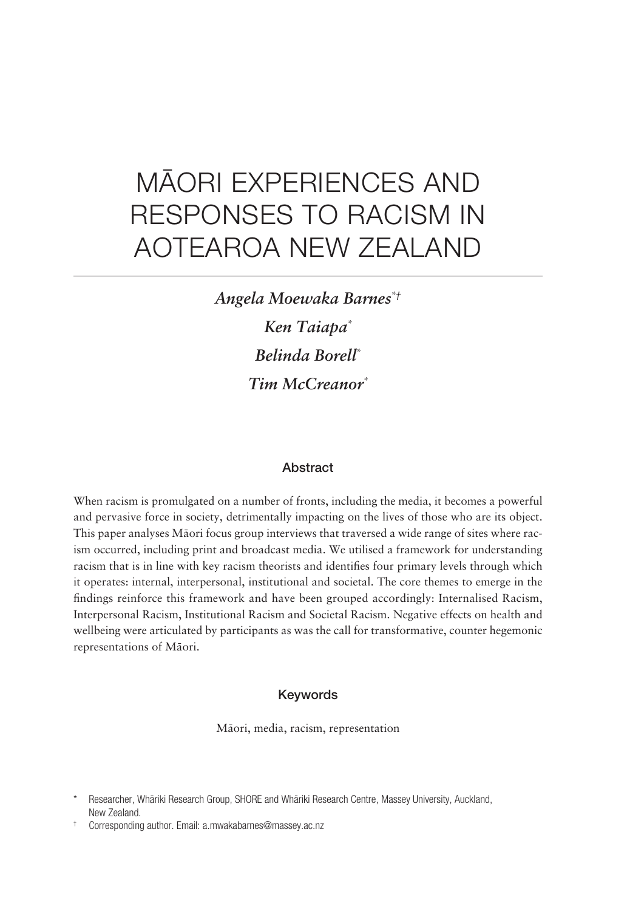# MĀORI EXPERIENCES AND RESPONSES TO RACISM IN AOTEAROA NEW ZEALAND

*Angela Moewaka Barnes*[*†]

*Ken Taiapa*[*]

*Belinda Borell*[*]

*Tim McCreanor*[*]

## Abstract

When racism is promulgated on a number of fronts, including the media, it becomes a powerful and pervasive force in society, detrimentally impacting on the lives of those who are its object. This paper analyses Māori focus group interviews that traversed a wide range of sites where racism occurred, including print and broadcast media. We utilised a framework for understanding racism that is in line with key racism theorists and identifies four primary levels through which it operates: internal, interpersonal, institutional and societal. The core themes to emerge in the findings reinforce this framework and have been grouped accordingly: Internalised Racism, Interpersonal Racism, Institutional Racism and Societal Racism. Negative effects on health and wellbeing were articulated by participants as was the call for transformative, counter hegemonic representations of Māori.

## Keywords

Māori, media, racism, representation

[*] Researcher, Whāriki Research Group, SHORE and Whāriki Research Centre, Massey University, Auckland, New Zealand.

[†] Corresponding author. Email: a.mwakabarnes@massey.ac.nz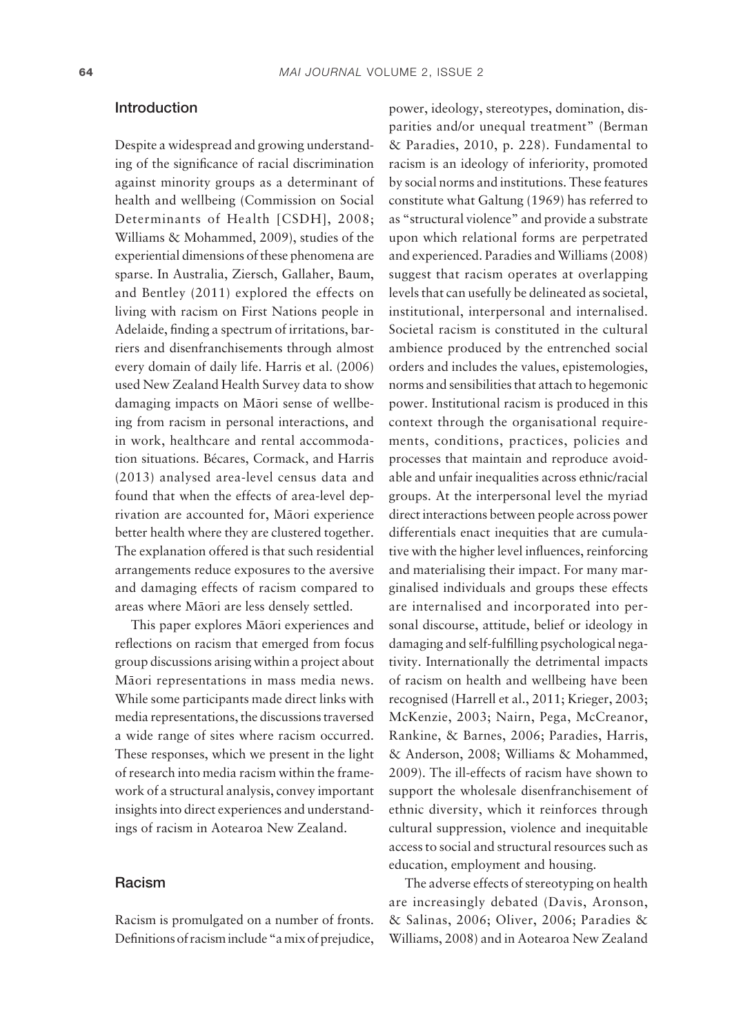## Introduction

Despite a widespread and growing understanding of the significance of racial discrimination against minority groups as a determinant of health and wellbeing (Commission on Social Determinants of Health [CSDH], 2008; Williams & Mohammed, 2009), studies of the experiential dimensions of these phenomena are sparse. In Australia, Ziersch, Gallaher, Baum, and Bentley (2011) explored the effects on living with racism on First Nations people in Adelaide, finding a spectrum of irritations, barriers and disenfranchisements through almost every domain of daily life. Harris et al. (2006) used New Zealand Health Survey data to show damaging impacts on Māori sense of wellbeing from racism in personal interactions, and in work, healthcare and rental accommodation situations. Bécares, Cormack, and Harris (2013) analysed area-level census data and found that when the effects of area-level deprivation are accounted for, Māori experience better health where they are clustered together. The explanation offered is that such residential arrangements reduce exposures to the aversive and damaging effects of racism compared to areas where Māori are less densely settled.

This paper explores Māori experiences and reflections on racism that emerged from focus group discussions arising within a project about Māori representations in mass media news. While some participants made direct links with media representations, the discussions traversed a wide range of sites where racism occurred. These responses, which we present in the light of research into media racism within the framework of a structural analysis, convey important insights into direct experiences and understandings of racism in Aotearoa New Zealand.

## Racism

Racism is promulgated on a number of fronts. Definitions of racism include "a mix of prejudice, power, ideology, stereotypes, domination, disparities and/or unequal treatment" (Berman & Paradies, 2010, p. 228). Fundamental to racism is an ideology of inferiority, promoted by social norms and institutions. These features constitute what Galtung (1969) has referred to as "structural violence" and provide a substrate upon which relational forms are perpetrated and experienced. Paradies and Williams (2008) suggest that racism operates at overlapping levels that can usefully be delineated as societal, institutional, interpersonal and internalised. Societal racism is constituted in the cultural ambience produced by the entrenched social orders and includes the values, epistemologies, norms and sensibilities that attach to hegemonic power. Institutional racism is produced in this context through the organisational requirements, conditions, practices, policies and processes that maintain and reproduce avoidable and unfair inequalities across ethnic/racial groups. At the interpersonal level the myriad direct interactions between people across power differentials enact inequities that are cumulative with the higher level influences, reinforcing and materialising their impact. For many marginalised individuals and groups these effects are internalised and incorporated into personal discourse, attitude, belief or ideology in damaging and self-fulfilling psychological negativity. Internationally the detrimental impacts of racism on health and wellbeing have been recognised (Harrell et al., 2011; Krieger, 2003; McKenzie, 2003; Nairn, Pega, McCreanor, Rankine, & Barnes, 2006; Paradies, Harris, & Anderson, 2008; Williams & Mohammed, 2009). The ill-effects of racism have shown to support the wholesale disenfranchisement of ethnic diversity, which it reinforces through cultural suppression, violence and inequitable access to social and structural resources such as education, employment and housing.

The adverse effects of stereotyping on health are increasingly debated (Davis, Aronson, & Salinas, 2006; Oliver, 2006; Paradies & Williams, 2008) and in Aotearoa New Zealand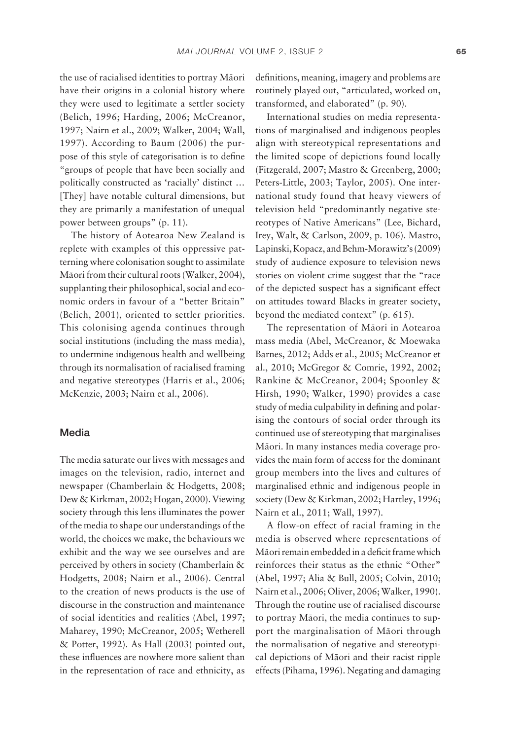the use of racialised identities to portray Māori have their origins in a colonial history where they were used to legitimate a settler society (Belich, 1996; Harding, 2006; McCreanor, 1997; Nairn et al., 2009; Walker, 2004; Wall, 1997). According to Baum (2006) the purpose of this style of categorisation is to define "groups of people that have been socially and politically constructed as 'racially' distinct … [They] have notable cultural dimensions, but they are primarily a manifestation of unequal power between groups" (p. 11).

The history of Aotearoa New Zealand is replete with examples of this oppressive patterning where colonisation sought to assimilate Māori from their cultural roots (Walker, 2004), supplanting their philosophical, social and economic orders in favour of a "better Britain" (Belich, 2001), oriented to settler priorities. This colonising agenda continues through social institutions (including the mass media), to undermine indigenous health and wellbeing through its normalisation of racialised framing and negative stereotypes (Harris et al., 2006; McKenzie, 2003; Nairn et al., 2006).

## Media

The media saturate our lives with messages and images on the television, radio, internet and newspaper (Chamberlain & Hodgetts, 2008; Dew & Kirkman, 2002; Hogan, 2000). Viewing society through this lens illuminates the power of the media to shape our understandings of the world, the choices we make, the behaviours we exhibit and the way we see ourselves and are perceived by others in society (Chamberlain & Hodgetts, 2008; Nairn et al., 2006). Central to the creation of news products is the use of discourse in the construction and maintenance of social identities and realities (Abel, 1997; Maharey, 1990; McCreanor, 2005; Wetherell & Potter, 1992). As Hall (2003) pointed out, these influences are nowhere more salient than in the representation of race and ethnicity, as definitions, meaning, imagery and problems are routinely played out, "articulated, worked on, transformed, and elaborated" (p. 90).

International studies on media representations of marginalised and indigenous peoples align with stereotypical representations and the limited scope of depictions found locally (Fitzgerald, 2007; Mastro & Greenberg, 2000; Peters-Little, 2003; Taylor, 2005). One international study found that heavy viewers of television held "predominantly negative stereotypes of Native Americans" (Lee, Bichard, Irey, Walt, & Carlson, 2009, p. 106). Mastro, Lapinski, Kopacz, and Behm-Morawitz's (2009) study of audience exposure to television news stories on violent crime suggest that the "race of the depicted suspect has a significant effect on attitudes toward Blacks in greater society, beyond the mediated context" (p. 615).

The representation of Māori in Aotearoa mass media (Abel, McCreanor, & Moewaka Barnes, 2012; Adds et al., 2005; McCreanor et al., 2010; McGregor & Comrie, 1992, 2002; Rankine & McCreanor, 2004; Spoonley & Hirsh, 1990; Walker, 1990) provides a case study of media culpability in defining and polarising the contours of social order through its continued use of stereotyping that marginalises Māori. In many instances media coverage provides the main form of access for the dominant group members into the lives and cultures of marginalised ethnic and indigenous people in society (Dew & Kirkman, 2002; Hartley, 1996; Nairn et al., 2011; Wall, 1997).

A flow-on effect of racial framing in the media is observed where representations of Māori remain embedded in a deficit frame which reinforces their status as the ethnic "Other" (Abel, 1997; Alia & Bull, 2005; Colvin, 2010; Nairn et al., 2006; Oliver, 2006; Walker, 1990). Through the routine use of racialised discourse to portray Māori, the media continues to support the marginalisation of Māori through the normalisation of negative and stereotypical depictions of Māori and their racist ripple effects (Pihama, 1996). Negating and damaging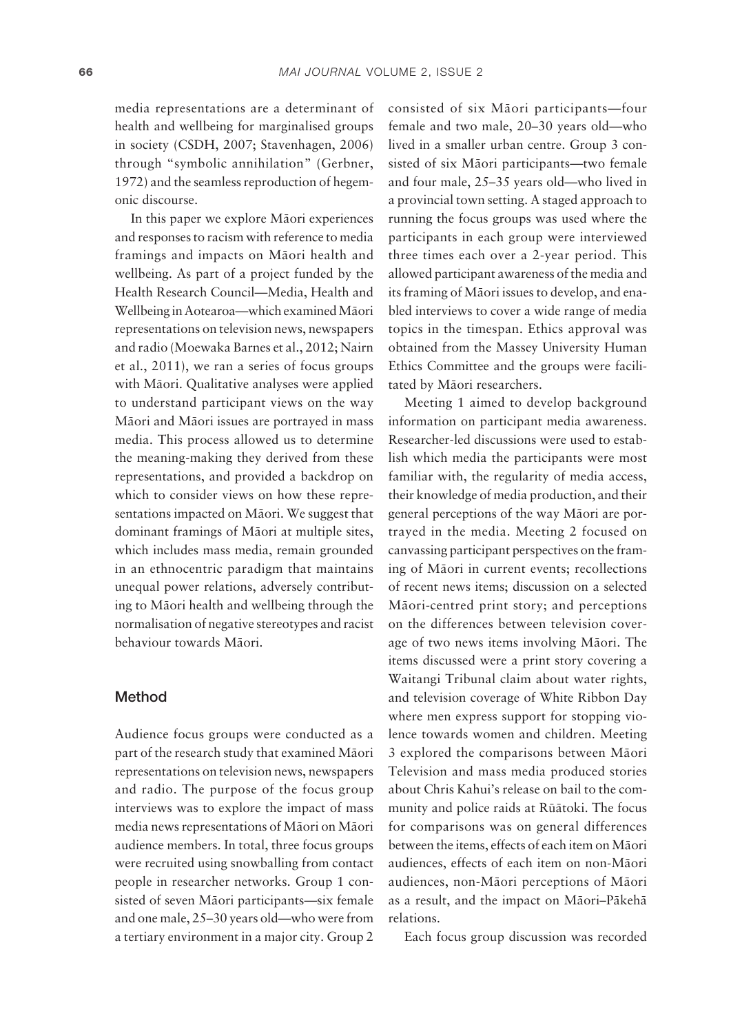media representations are a determinant of health and wellbeing for marginalised groups in society (CSDH, 2007; Stavenhagen, 2006) through "symbolic annihilation" (Gerbner, 1972) and the seamless reproduction of hegemonic discourse.

In this paper we explore Māori experiences and responses to racism with reference to media framings and impacts on Māori health and wellbeing. As part of a project funded by the Health Research Council—Media, Health and Wellbeing in Aotearoa—which examined Māori representations on television news, newspapers and radio (Moewaka Barnes et al., 2012; Nairn et al., 2011), we ran a series of focus groups with Māori. Qualitative analyses were applied to understand participant views on the way Māori and Māori issues are portrayed in mass media. This process allowed us to determine the meaning-making they derived from these representations, and provided a backdrop on which to consider views on how these representations impacted on Māori. We suggest that dominant framings of Māori at multiple sites, which includes mass media, remain grounded in an ethnocentric paradigm that maintains unequal power relations, adversely contributing to Māori health and wellbeing through the normalisation of negative stereotypes and racist behaviour towards Māori.

## Method

Audience focus groups were conducted as a part of the research study that examined Māori representations on television news, newspapers and radio. The purpose of the focus group interviews was to explore the impact of mass media news representations of Māori on Māori audience members. In total, three focus groups were recruited using snowballing from contact people in researcher networks. Group 1 consisted of seven Māori participants—six female and one male, 25–30 years old—who were from a tertiary environment in a major city. Group 2 consisted of six Māori participants—four female and two male, 20–30 years old—who lived in a smaller urban centre. Group 3 consisted of six Māori participants—two female and four male, 25–35 years old—who lived in a provincial town setting. A staged approach to running the focus groups was used where the participants in each group were interviewed three times each over a 2-year period. This allowed participant awareness of the media and its framing of Māori issues to develop, and enabled interviews to cover a wide range of media topics in the timespan. Ethics approval was obtained from the Massey University Human Ethics Committee and the groups were facilitated by Māori researchers.

Meeting 1 aimed to develop background information on participant media awareness. Researcher-led discussions were used to establish which media the participants were most familiar with, the regularity of media access, their knowledge of media production, and their general perceptions of the way Māori are portrayed in the media. Meeting 2 focused on canvassing participant perspectives on the framing of Māori in current events; recollections of recent news items; discussion on a selected Māori-centred print story; and perceptions on the differences between television coverage of two news items involving Māori. The items discussed were a print story covering a Waitangi Tribunal claim about water rights, and television coverage of White Ribbon Day where men express support for stopping violence towards women and children. Meeting 3 explored the comparisons between Māori Television and mass media produced stories about Chris Kahui's release on bail to the community and police raids at Rūātoki. The focus for comparisons was on general differences between the items, effects of each item on Māori audiences, effects of each item on non-Māori audiences, non-Māori perceptions of Māori as a result, and the impact on Māori–Pākehā relations.

Each focus group discussion was recorded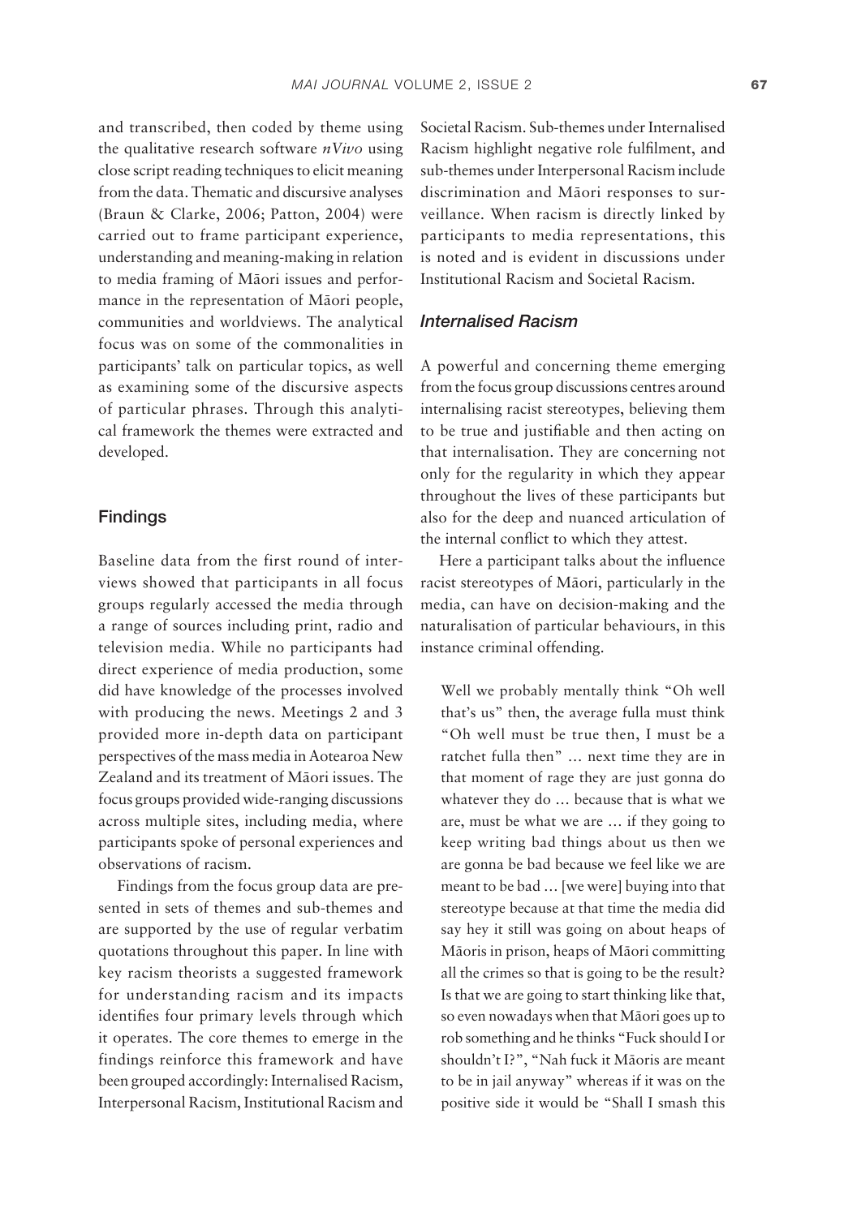and transcribed, then coded by theme using the qualitative research software *nVivo* using close script reading techniques to elicit meaning from the data. Thematic and discursive analyses (Braun & Clarke, 2006; Patton, 2004) were carried out to frame participant experience, understanding and meaning-making in relation to media framing of Māori issues and performance in the representation of Māori people, communities and worldviews. The analytical focus was on some of the commonalities in participants' talk on particular topics, as well as examining some of the discursive aspects of particular phrases. Through this analytical framework the themes were extracted and developed.

## Findings

Baseline data from the first round of interviews showed that participants in all focus groups regularly accessed the media through a range of sources including print, radio and television media. While no participants had direct experience of media production, some did have knowledge of the processes involved with producing the news. Meetings 2 and 3 provided more in-depth data on participant perspectives of the mass media in Aotearoa New Zealand and its treatment of Māori issues. The focus groups provided wide-ranging discussions across multiple sites, including media, where participants spoke of personal experiences and observations of racism.

Findings from the focus group data are presented in sets of themes and sub-themes and are supported by the use of regular verbatim quotations throughout this paper. In line with key racism theorists a suggested framework for understanding racism and its impacts identifies four primary levels through which it operates. The core themes to emerge in the findings reinforce this framework and have been grouped accordingly: Internalised Racism, Interpersonal Racism, Institutional Racism and Societal Racism. Sub-themes under Internalised Racism highlight negative role fulfilment, and sub-themes under Interpersonal Racism include discrimination and Māori responses to surveillance. When racism is directly linked by participants to media representations, this is noted and is evident in discussions under Institutional Racism and Societal Racism.

### *Internalised Racism*

A powerful and concerning theme emerging from the focus group discussions centres around internalising racist stereotypes, believing them to be true and justifiable and then acting on that internalisation. They are concerning not only for the regularity in which they appear throughout the lives of these participants but also for the deep and nuanced articulation of the internal conflict to which they attest.

Here a participant talks about the influence racist stereotypes of Māori, particularly in the media, can have on decision-making and the naturalisation of particular behaviours, in this instance criminal offending.

> Well we probably mentally think "Oh well that's us" then, the average fulla must think "Oh well must be true then, I must be a ratchet fulla then" … next time they are in that moment of rage they are just gonna do whatever they do … because that is what we are, must be what we are … if they going to keep writing bad things about us then we are gonna be bad because we feel like we are meant to be bad … [we were] buying into that stereotype because at that time the media did say hey it still was going on about heaps of Māoris in prison, heaps of Māori committing all the crimes so that is going to be the result? Is that we are going to start thinking like that, so even nowadays when that Māori goes up to rob something and he thinks "Fuck should I or shouldn't I?", "Nah fuck it Māoris are meant to be in jail anyway" whereas if it was on the positive side it would be "Shall I smash this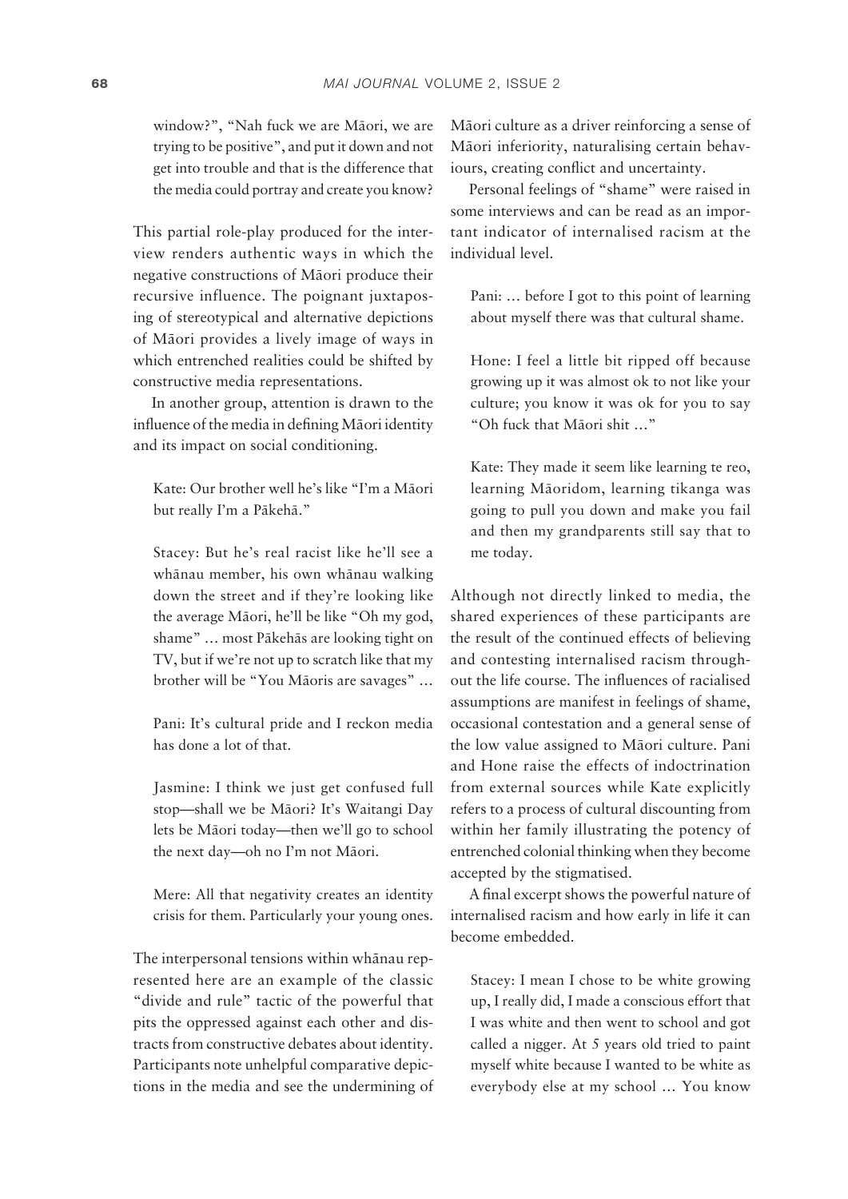window?", "Nah fuck we are Māori, we are trying to be positive", and put it down and not get into trouble and that is the difference that the media could portray and create you know?

This partial role-play produced for the interview renders authentic ways in which the negative constructions of Māori produce their recursive influence. The poignant juxtaposing of stereotypical and alternative depictions of Māori provides a lively image of ways in which entrenched realities could be shifted by constructive media representations.

In another group, attention is drawn to the influence of the media in defining Māori identity and its impact on social conditioning.

> Kate: Our brother well he's like "I'm a Māori but really I'm a Pākehā."
>
> Stacey: But he's real racist like he'll see a whānau member, his own whānau walking down the street and if they're looking like the average Māori, he'll be like "Oh my god, shame" … most Pākehās are looking tight on TV, but if we're not up to scratch like that my brother will be "You Māoris are savages" …
>
> Pani: It's cultural pride and I reckon media has done a lot of that.
>
> Jasmine: I think we just get confused full stop—shall we be Māori? It's Waitangi Day lets be Māori today—then we'll go to school the next day—oh no I'm not Māori.
>
> Mere: All that negativity creates an identity crisis for them. Particularly your young ones.

The interpersonal tensions within whānau represented here are an example of the classic "divide and rule" tactic of the powerful that pits the oppressed against each other and distracts from constructive debates about identity. Participants note unhelpful comparative depictions in the media and see the undermining of Māori culture as a driver reinforcing a sense of Māori inferiority, naturalising certain behaviours, creating conflict and uncertainty.

Personal feelings of "shame" were raised in some interviews and can be read as an important indicator of internalised racism at the individual level.

> Pani: … before I got to this point of learning about myself there was that cultural shame.
>
> Hone: I feel a little bit ripped off because growing up it was almost ok to not like your culture; you know it was ok for you to say "Oh fuck that Māori shit …"
>
> Kate: They made it seem like learning te reo, learning Māoridom, learning tikanga was going to pull you down and make you fail and then my grandparents still say that to me today.

Although not directly linked to media, the shared experiences of these participants are the result of the continued effects of believing and contesting internalised racism throughout the life course. The influences of racialised assumptions are manifest in feelings of shame, occasional contestation and a general sense of the low value assigned to Māori culture. Pani and Hone raise the effects of indoctrination from external sources while Kate explicitly refers to a process of cultural discounting from within her family illustrating the potency of entrenched colonial thinking when they become accepted by the stigmatised.

A final excerpt shows the powerful nature of internalised racism and how early in life it can become embedded.

> Stacey: I mean I chose to be white growing up, I really did, I made a conscious effort that I was white and then went to school and got called a nigger. At 5 years old tried to paint myself white because I wanted to be white as everybody else at my school … You know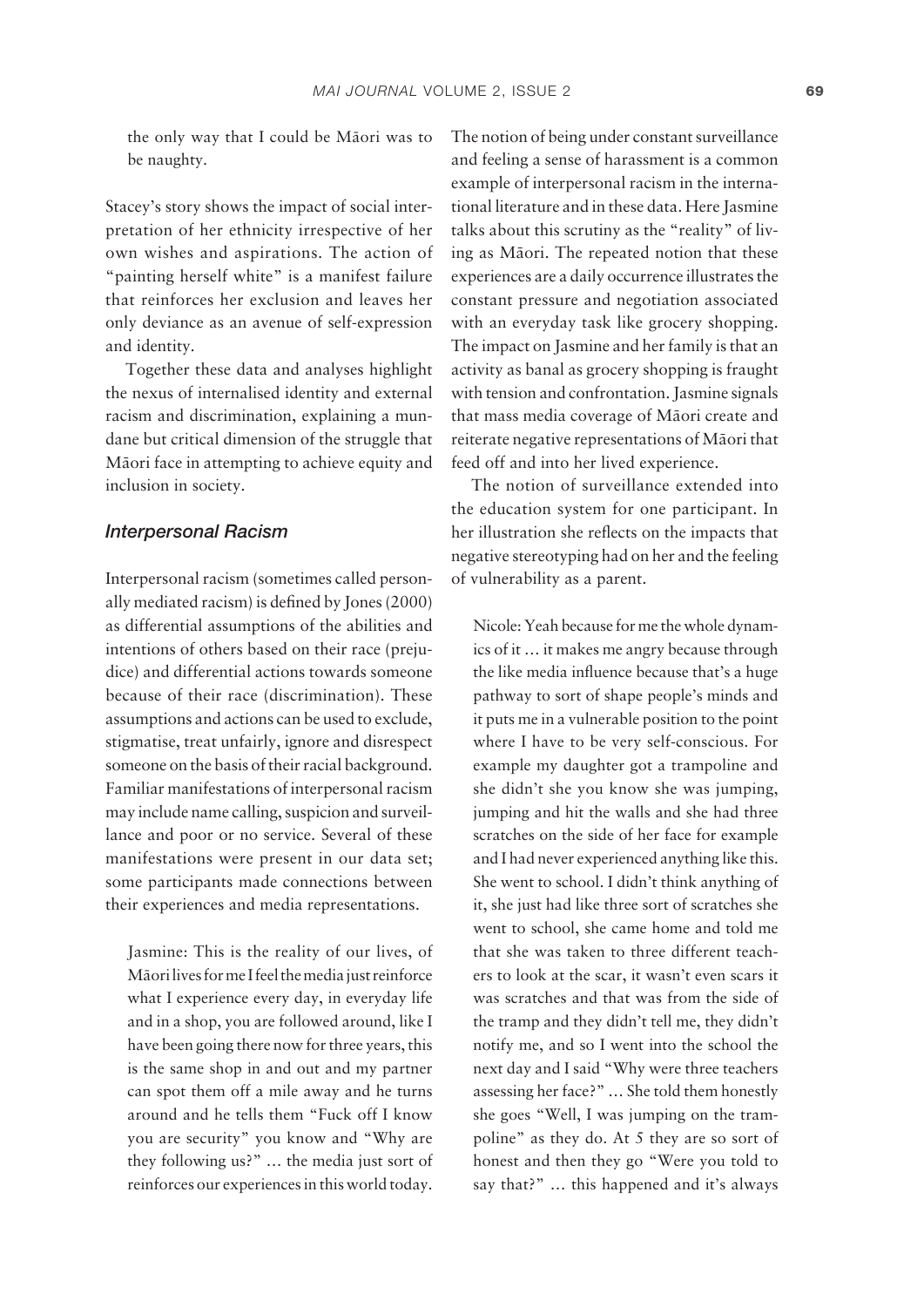the only way that I could be Māori was to be naughty.

Stacey's story shows the impact of social interpretation of her ethnicity irrespective of her own wishes and aspirations. The action of "painting herself white" is a manifest failure that reinforces her exclusion and leaves her only deviance as an avenue of self-expression and identity.

Together these data and analyses highlight the nexus of internalised identity and external racism and discrimination, explaining a mundane but critical dimension of the struggle that Māori face in attempting to achieve equity and inclusion in society.

### *Interpersonal Racism*

Interpersonal racism (sometimes called personally mediated racism) is defined by Jones (2000) as differential assumptions of the abilities and intentions of others based on their race (prejudice) and differential actions towards someone because of their race (discrimination). These assumptions and actions can be used to exclude, stigmatise, treat unfairly, ignore and disrespect someone on the basis of their racial background. Familiar manifestations of interpersonal racism may include name calling, suspicion and surveillance and poor or no service. Several of these manifestations were present in our data set; some participants made connections between their experiences and media representations.

> Jasmine: This is the reality of our lives, of Māori lives for me I feel the media just reinforce what I experience every day, in everyday life and in a shop, you are followed around, like I have been going there now for three years, this is the same shop in and out and my partner can spot them off a mile away and he turns around and he tells them "Fuck off I know you are security" you know and "Why are they following us?" … the media just sort of reinforces our experiences in this world today.

The notion of being under constant surveillance and feeling a sense of harassment is a common example of interpersonal racism in the international literature and in these data. Here Jasmine talks about this scrutiny as the "reality" of living as Māori. The repeated notion that these experiences are a daily occurrence illustrates the constant pressure and negotiation associated with an everyday task like grocery shopping. The impact on Jasmine and her family is that an activity as banal as grocery shopping is fraught with tension and confrontation. Jasmine signals that mass media coverage of Māori create and reiterate negative representations of Māori that feed off and into her lived experience.

The notion of surveillance extended into the education system for one participant. In her illustration she reflects on the impacts that negative stereotyping had on her and the feeling of vulnerability as a parent.

> Nicole: Yeah because for me the whole dynamics of it … it makes me angry because through the like media influence because that's a huge pathway to sort of shape people's minds and it puts me in a vulnerable position to the point where I have to be very self-conscious. For example my daughter got a trampoline and she didn't she you know she was jumping, jumping and hit the walls and she had three scratches on the side of her face for example and I had never experienced anything like this. She went to school. I didn't think anything of it, she just had like three sort of scratches she went to school, she came home and told me that she was taken to three different teachers to look at the scar, it wasn't even scars it was scratches and that was from the side of the tramp and they didn't tell me, they didn't notify me, and so I went into the school the next day and I said "Why were three teachers assessing her face?" … She told them honestly she goes "Well, I was jumping on the trampoline" as they do. At 5 they are so sort of honest and then they go "Were you told to say that?" … this happened and it's always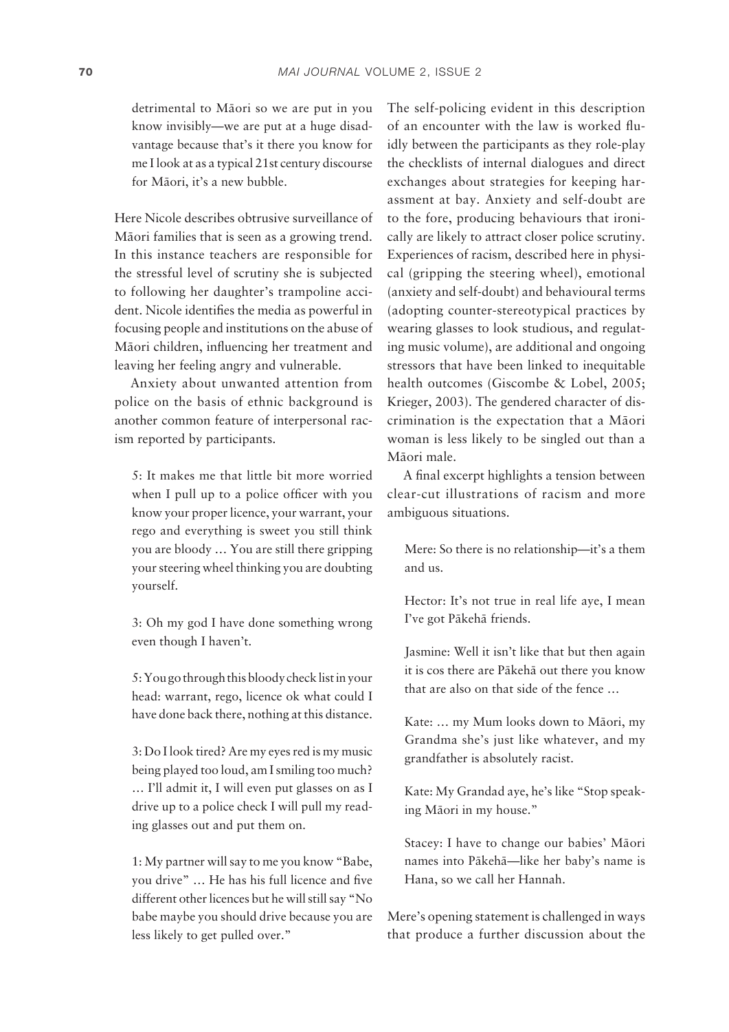detrimental to Māori so we are put in you know invisibly—we are put at a huge disadvantage because that's it there you know for me I look at as a typical 21st century discourse for Māori, it's a new bubble.

Here Nicole describes obtrusive surveillance of Māori families that is seen as a growing trend. In this instance teachers are responsible for the stressful level of scrutiny she is subjected to following her daughter's trampoline accident. Nicole identifies the media as powerful in focusing people and institutions on the abuse of Māori children, influencing her treatment and leaving her feeling angry and vulnerable.

Anxiety about unwanted attention from police on the basis of ethnic background is another common feature of interpersonal racism reported by participants.

> 5: It makes me that little bit more worried when I pull up to a police officer with you know your proper licence, your warrant, your rego and everything is sweet you still think you are bloody … You are still there gripping your steering wheel thinking you are doubting yourself.
>
> 3: Oh my god I have done something wrong even though I haven't.
>
> 5: You go through this bloody check list in your head: warrant, rego, licence ok what could I have done back there, nothing at this distance.
>
> 3: Do I look tired? Are my eyes red is my music being played too loud, am I smiling too much? … I'll admit it, I will even put glasses on as I drive up to a police check I will pull my reading glasses out and put them on.
>
> 1: My partner will say to me you know "Babe, you drive" … He has his full licence and five different other licences but he will still say "No babe maybe you should drive because you are less likely to get pulled over."

The self-policing evident in this description of an encounter with the law is worked fluidly between the participants as they role-play the checklists of internal dialogues and direct exchanges about strategies for keeping harassment at bay. Anxiety and self-doubt are to the fore, producing behaviours that ironically are likely to attract closer police scrutiny. Experiences of racism, described here in physical (gripping the steering wheel), emotional (anxiety and self-doubt) and behavioural terms (adopting counter-stereotypical practices by wearing glasses to look studious, and regulating music volume), are additional and ongoing stressors that have been linked to inequitable health outcomes (Giscombe & Lobel, 2005; Krieger, 2003). The gendered character of discrimination is the expectation that a Māori woman is less likely to be singled out than a Māori male.

A final excerpt highlights a tension between clear-cut illustrations of racism and more ambiguous situations.

> Mere: So there is no relationship—it's a them and us.
>
> Hector: It's not true in real life aye, I mean I've got Pākehā friends.
>
> Jasmine: Well it isn't like that but then again it is cos there are Pākehā out there you know that are also on that side of the fence …
>
> Kate: … my Mum looks down to Māori, my Grandma she's just like whatever, and my grandfather is absolutely racist.
>
> Kate: My Grandad aye, he's like "Stop speaking Māori in my house."
>
> Stacey: I have to change our babies' Māori names into Pākehā—like her baby's name is Hana, so we call her Hannah.

Mere's opening statement is challenged in ways that produce a further discussion about the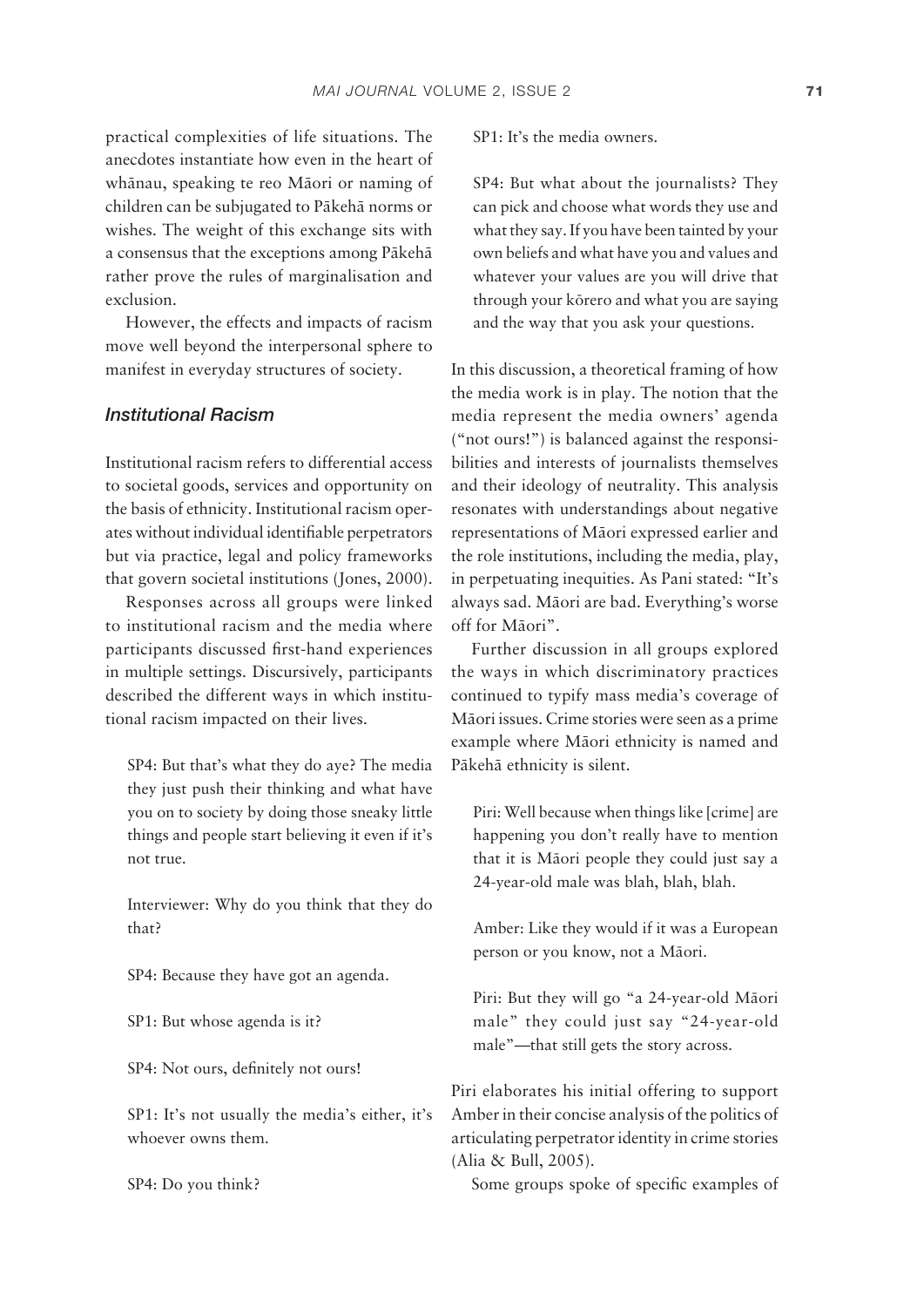practical complexities of life situations. The anecdotes instantiate how even in the heart of whānau, speaking te reo Māori or naming of children can be subjugated to Pākehā norms or wishes. The weight of this exchange sits with a consensus that the exceptions among Pākehā rather prove the rules of marginalisation and exclusion.

However, the effects and impacts of racism move well beyond the interpersonal sphere to manifest in everyday structures of society.

### *Institutional Racism*

Institutional racism refers to differential access to societal goods, services and opportunity on the basis of ethnicity. Institutional racism operates without individual identifiable perpetrators but via practice, legal and policy frameworks that govern societal institutions (Jones, 2000).

Responses across all groups were linked to institutional racism and the media where participants discussed first-hand experiences in multiple settings. Discursively, participants described the different ways in which institutional racism impacted on their lives.

> SP4: But that's what they do aye? The media they just push their thinking and what have you on to society by doing those sneaky little things and people start believing it even if it's not true.
>
> Interviewer: Why do you think that they do that?
>
> SP4: Because they have got an agenda.
>
> SP1: But whose agenda is it?
>
> SP4: Not ours, definitely not ours!
>
> SP1: It's not usually the media's either, it's whoever owns them.
>
> SP4: Do you think?
>
> SP1: It's the media owners.
>
> SP4: But what about the journalists? They can pick and choose what words they use and what they say. If you have been tainted by your own beliefs and what have you and values and whatever your values are you will drive that through your kōrero and what you are saying and the way that you ask your questions.

In this discussion, a theoretical framing of how the media work is in play. The notion that the media represent the media owners' agenda ("not ours!") is balanced against the responsibilities and interests of journalists themselves and their ideology of neutrality. This analysis resonates with understandings about negative representations of Māori expressed earlier and the role institutions, including the media, play, in perpetuating inequities. As Pani stated: "It's always sad. Māori are bad. Everything's worse off for Māori".

Further discussion in all groups explored the ways in which discriminatory practices continued to typify mass media's coverage of Māori issues. Crime stories were seen as a prime example where Māori ethnicity is named and Pākehā ethnicity is silent.

> Piri: Well because when things like [crime] are happening you don't really have to mention that it is Māori people they could just say a 24-year-old male was blah, blah, blah.
>
> Amber: Like they would if it was a European person or you know, not a Māori.
>
> Piri: But they will go "a 24-year-old Māori male" they could just say "24-year-old male"—that still gets the story across.

Piri elaborates his initial offering to support Amber in their concise analysis of the politics of articulating perpetrator identity in crime stories (Alia & Bull, 2005).

Some groups spoke of specific examples of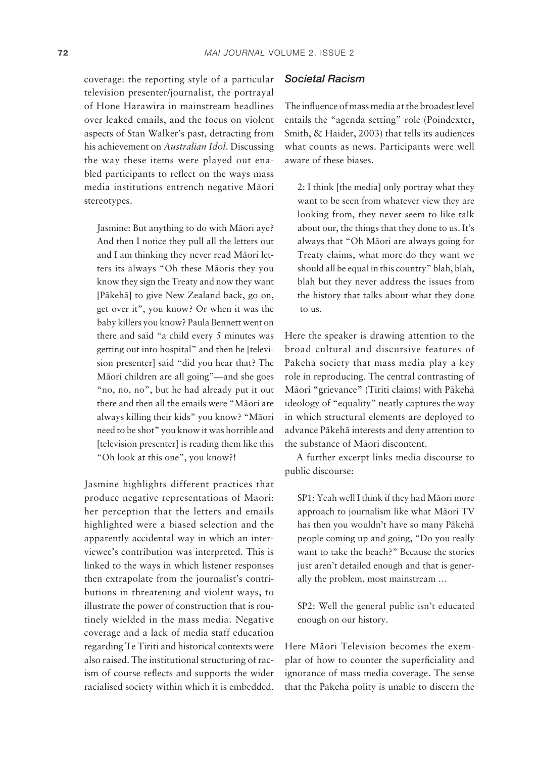coverage: the reporting style of a particular television presenter/journalist, the portrayal of Hone Harawira in mainstream headlines over leaked emails, and the focus on violent aspects of Stan Walker's past, detracting from his achievement on *Australian Idol*. Discussing the way these items were played out enabled participants to reflect on the ways mass media institutions entrench negative Māori stereotypes.

> Jasmine: But anything to do with Māori aye? And then I notice they pull all the letters out and I am thinking they never read Māori letters its always "Oh these Māoris they you know they sign the Treaty and now they want [Pākehā] to give New Zealand back, go on, get over it", you know? Or when it was the baby killers you know? Paula Bennett went on there and said "a child every 5 minutes was getting out into hospital" and then he [television presenter] said "did you hear that? The Māori children are all going"—and she goes "no, no, no", but he had already put it out there and then all the emails were "Māori are always killing their kids" you know? "Māori need to be shot" you know it was horrible and [television presenter] is reading them like this "Oh look at this one", you know?!

Jasmine highlights different practices that produce negative representations of Māori: her perception that the letters and emails highlighted were a biased selection and the apparently accidental way in which an interviewee's contribution was interpreted. This is linked to the ways in which listener responses then extrapolate from the journalist's contributions in threatening and violent ways, to illustrate the power of construction that is routinely wielded in the mass media. Negative coverage and a lack of media staff education regarding Te Tiriti and historical contexts were also raised. The institutional structuring of racism of course reflects and supports the wider racialised society within which it is embedded.

### *Societal Racism*

The influence of mass media at the broadest level entails the "agenda setting" role (Poindexter, Smith, & Haider, 2003) that tells its audiences what counts as news. Participants were well aware of these biases.

> 2: I think [the media] only portray what they want to be seen from whatever view they are looking from, they never seem to like talk about our, the things that they done to us. It's always that "Oh Māori are always going for Treaty claims, what more do they want we should all be equal in this country" blah, blah, blah but they never address the issues from the history that talks about what they done to us.

Here the speaker is drawing attention to the broad cultural and discursive features of Pākehā society that mass media play a key role in reproducing. The central contrasting of Māori "grievance" (Tiriti claims) with Pākehā ideology of "equality" neatly captures the way in which structural elements are deployed to advance Pākehā interests and deny attention to the substance of Māori discontent.

A further excerpt links media discourse to public discourse:

> SP1: Yeah well I think if they had Māori more approach to journalism like what Māori TV has then you wouldn't have so many Pākehā people coming up and going, "Do you really want to take the beach?" Because the stories just aren't detailed enough and that is generally the problem, most mainstream …
>
> SP2: Well the general public isn't educated enough on our history.

Here Māori Television becomes the exemplar of how to counter the superficiality and ignorance of mass media coverage. The sense that the Pākehā polity is unable to discern the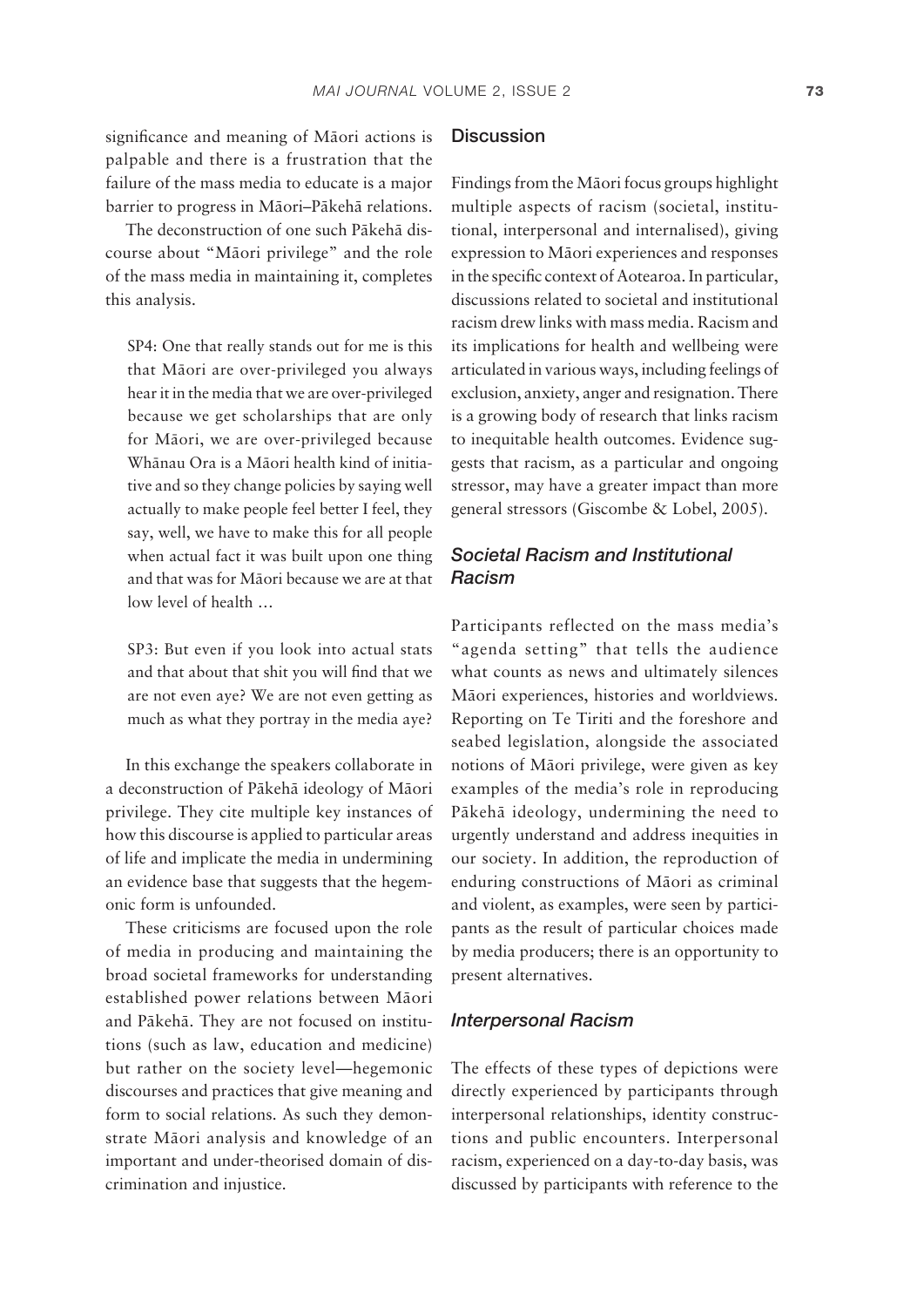significance and meaning of Māori actions is palpable and there is a frustration that the failure of the mass media to educate is a major barrier to progress in Māori–Pākehā relations.

The deconstruction of one such Pākehā discourse about "Māori privilege" and the role of the mass media in maintaining it, completes this analysis.

> SP4: One that really stands out for me is this that Māori are over-privileged you always hear it in the media that we are over-privileged because we get scholarships that are only for Māori, we are over-privileged because Whānau Ora is a Māori health kind of initiative and so they change policies by saying well actually to make people feel better I feel, they say, well, we have to make this for all people when actual fact it was built upon one thing and that was for Māori because we are at that low level of health …

> SP3: But even if you look into actual stats and that about that shit you will find that we are not even aye? We are not even getting as much as what they portray in the media aye?

In this exchange the speakers collaborate in a deconstruction of Pākehā ideology of Māori privilege. They cite multiple key instances of how this discourse is applied to particular areas of life and implicate the media in undermining an evidence base that suggests that the hegemonic form is unfounded.

These criticisms are focused upon the role of media in producing and maintaining the broad societal frameworks for understanding established power relations between Māori and Pākehā. They are not focused on institutions (such as law, education and medicine) but rather on the society level—hegemonic discourses and practices that give meaning and form to social relations. As such they demonstrate Māori analysis and knowledge of an important and under-theorised domain of discrimination and injustice.

## Discussion

Findings from the Māori focus groups highlight multiple aspects of racism (societal, institutional, interpersonal and internalised), giving expression to Māori experiences and responses in the specific context of Aotearoa. In particular, discussions related to societal and institutional racism drew links with mass media. Racism and its implications for health and wellbeing were articulated in various ways, including feelings of exclusion, anxiety, anger and resignation. There is a growing body of research that links racism to inequitable health outcomes. Evidence suggests that racism, as a particular and ongoing stressor, may have a greater impact than more general stressors (Giscombe & Lobel, 2005).

### *Societal Racism and Institutional Racism*

Participants reflected on the mass media's "agenda setting" that tells the audience what counts as news and ultimately silences Māori experiences, histories and worldviews. Reporting on Te Tiriti and the foreshore and seabed legislation, alongside the associated notions of Māori privilege, were given as key examples of the media's role in reproducing Pākehā ideology, undermining the need to urgently understand and address inequities in our society. In addition, the reproduction of enduring constructions of Māori as criminal and violent, as examples, were seen by participants as the result of particular choices made by media producers; there is an opportunity to present alternatives.

### *Interpersonal Racism*

The effects of these types of depictions were directly experienced by participants through interpersonal relationships, identity constructions and public encounters. Interpersonal racism, experienced on a day-to-day basis, was discussed by participants with reference to the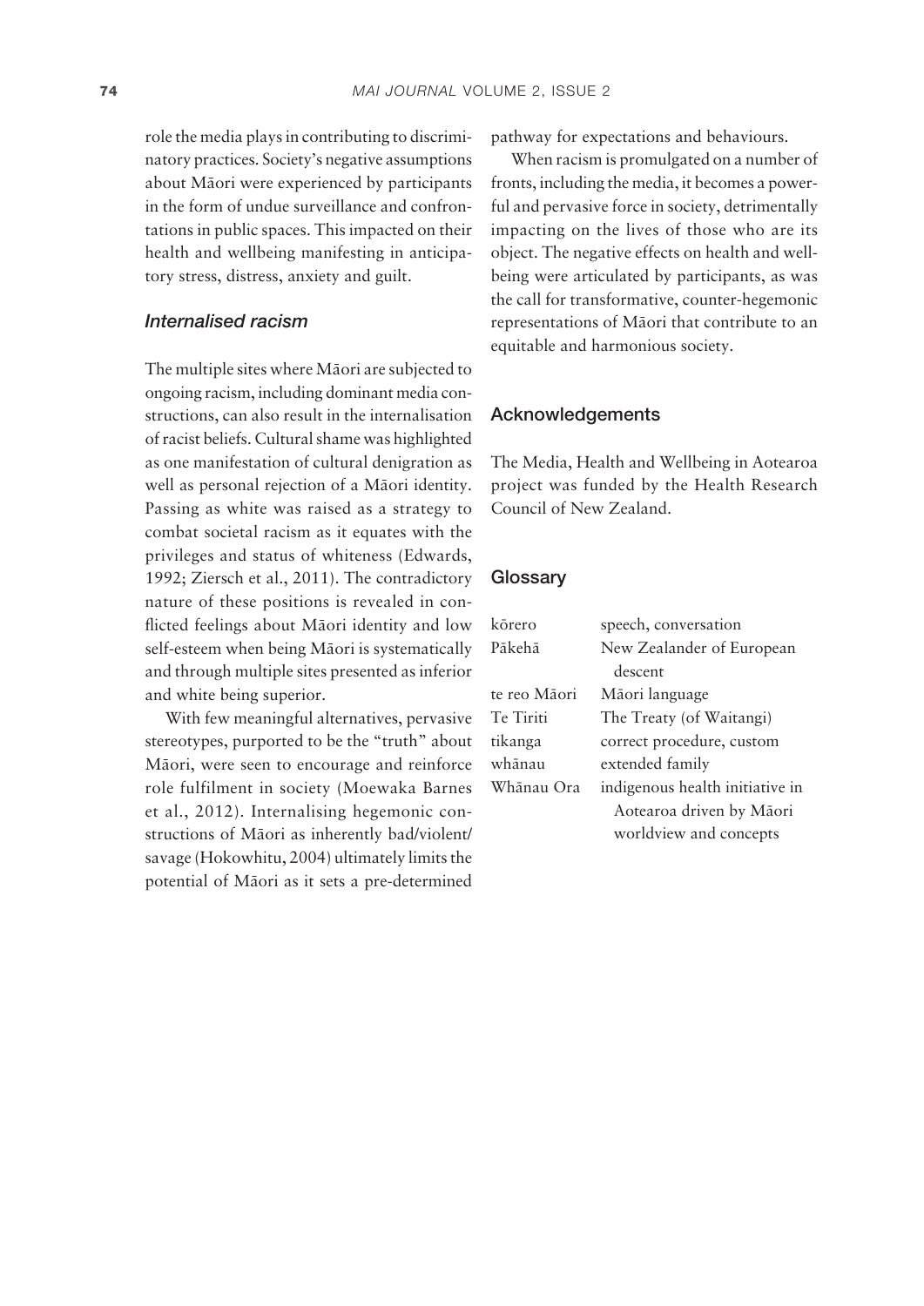role the media plays in contributing to discriminatory practices. Society's negative assumptions about Māori were experienced by participants in the form of undue surveillance and confrontations in public spaces. This impacted on their health and wellbeing manifesting in anticipatory stress, distress, anxiety and guilt.

### *Internalised racism*

The multiple sites where Māori are subjected to ongoing racism, including dominant media constructions, can also result in the internalisation of racist beliefs. Cultural shame was highlighted as one manifestation of cultural denigration as well as personal rejection of a Māori identity. Passing as white was raised as a strategy to combat societal racism as it equates with the privileges and status of whiteness (Edwards, 1992; Ziersch et al., 2011). The contradictory nature of these positions is revealed in conflicted feelings about Māori identity and low self-esteem when being Māori is systematically and through multiple sites presented as inferior and white being superior.

With few meaningful alternatives, pervasive stereotypes, purported to be the "truth" about Māori, were seen to encourage and reinforce role fulfilment in society (Moewaka Barnes et al., 2012). Internalising hegemonic constructions of Māori as inherently bad/violent/savage (Hokowhitu, 2004) ultimately limits the potential of Māori as it sets a pre-determined pathway for expectations and behaviours.

When racism is promulgated on a number of fronts, including the media, it becomes a powerful and pervasive force in society, detrimentally impacting on the lives of those who are its object. The negative effects on health and wellbeing were articulated by participants, as was the call for transformative, counter-hegemonic representations of Māori that contribute to an equitable and harmonious society.

## Acknowledgements

The Media, Health and Wellbeing in Aotearoa project was funded by the Health Research Council of New Zealand.

## Glossary

| | |
|---|---|
| kōrero | speech, conversation |
| Pākehā | New Zealander of European descent |
| te reo Māori | Māori language |
| Te Tiriti | The Treaty (of Waitangi) |
| tikanga | correct procedure, custom |
| whānau | extended family |
| Whānau Ora | indigenous health initiative in Aotearoa driven by Māori worldview and concepts |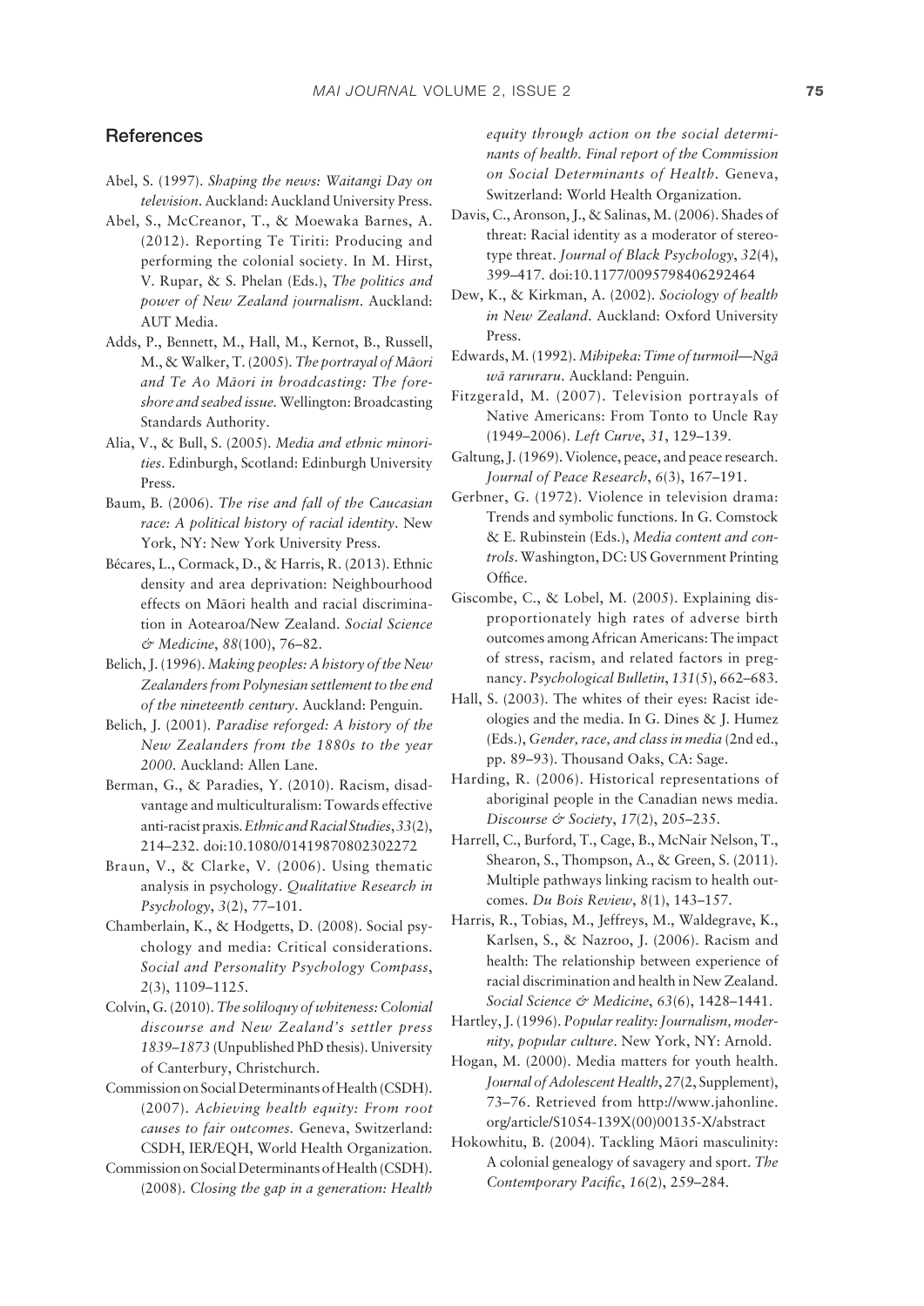## References

Abel, S. (1997). *Shaping the news: Waitangi Day on television*. Auckland: Auckland University Press.

Abel, S., McCreanor, T., & Moewaka Barnes, A. (2012). Reporting Te Tiriti: Producing and performing the colonial society. In M. Hirst, V. Rupar, & S. Phelan (Eds.), *The politics and power of New Zealand journalism*. Auckland: AUT Media.

Adds, P., Bennett, M., Hall, M., Kernot, B., Russell, M., & Walker, T. (2005). *The portrayal of Māori and Te Ao Māori in broadcasting: The foreshore and seabed issue*. Wellington: Broadcasting Standards Authority.

Alia, V., & Bull, S. (2005). *Media and ethnic minorities*. Edinburgh, Scotland: Edinburgh University Press.

Baum, B. (2006). *The rise and fall of the Caucasian race: A political history of racial identity*. New York, NY: New York University Press.

Bécares, L., Cormack, D., & Harris, R. (2013). Ethnic density and area deprivation: Neighbourhood effects on Māori health and racial discrimination in Aotearoa/New Zealand. *Social Science & Medicine*, *88*(100), 76–82.

Belich, J. (1996). *Making peoples: A history of the New Zealanders from Polynesian settlement to the end of the nineteenth century*. Auckland: Penguin.

Belich, J. (2001). *Paradise reforged: A history of the New Zealanders from the 1880s to the year 2000*. Auckland: Allen Lane.

Berman, G., & Paradies, Y. (2010). Racism, disadvantage and multiculturalism: Towards effective anti-racist praxis. *Ethnic and Racial Studies*, *33*(2), 214–232. doi:10.1080/01419870802302272

Braun, V., & Clarke, V. (2006). Using thematic analysis in psychology. *Qualitative Research in Psychology*, *3*(2), 77–101.

Chamberlain, K., & Hodgetts, D. (2008). Social psychology and media: Critical considerations. *Social and Personality Psychology Compass*, *2*(3), 1109–1125.

Colvin, G. (2010). *The soliloquy of whiteness: Colonial discourse and New Zealand's settler press 1839–1873* (Unpublished PhD thesis). University of Canterbury, Christchurch.

Commission on Social Determinants of Health (CSDH). (2007). *Achieving health equity: From root causes to fair outcomes*. Geneva, Switzerland: CSDH, IER/EQH, World Health Organization.

Commission on Social Determinants of Health (CSDH). (2008). *Closing the gap in a generation: Health equity through action on the social determinants of health. Final report of the Commission on Social Determinants of Health*. Geneva, Switzerland: World Health Organization.

Davis, C., Aronson, J., & Salinas, M. (2006). Shades of threat: Racial identity as a moderator of stereotype threat. *Journal of Black Psychology*, *32*(4), 399–417. doi:10.1177/0095798406292464

Dew, K., & Kirkman, A. (2002). *Sociology of health in New Zealand*. Auckland: Oxford University Press.

Edwards, M. (1992). *Mihipeka: Time of turmoil—Ngā wā raruraru*. Auckland: Penguin.

Fitzgerald, M. (2007). Television portrayals of Native Americans: From Tonto to Uncle Ray (1949–2006). *Left Curve*, *31*, 129–139.

Galtung, J. (1969). Violence, peace, and peace research. *Journal of Peace Research*, *6*(3), 167–191.

Gerbner, G. (1972). Violence in television drama: Trends and symbolic functions. In G. Comstock & E. Rubinstein (Eds.), *Media content and controls*. Washington, DC: US Government Printing Office.

Giscombe, C., & Lobel, M. (2005). Explaining disproportionately high rates of adverse birth outcomes among African Americans: The impact of stress, racism, and related factors in pregnancy. *Psychological Bulletin*, *131*(5), 662–683.

Hall, S. (2003). The whites of their eyes: Racist ideologies and the media. In G. Dines & J. Humez (Eds.), *Gender, race, and class in media* (2nd ed., pp. 89–93). Thousand Oaks, CA: Sage.

Harding, R. (2006). Historical representations of aboriginal people in the Canadian news media. *Discourse & Society*, *17*(2), 205–235.

Harrell, C., Burford, T., Cage, B., McNair Nelson, T., Shearon, S., Thompson, A., & Green, S. (2011). Multiple pathways linking racism to health outcomes. *Du Bois Review*, *8*(1), 143–157.

Harris, R., Tobias, M., Jeffreys, M., Waldegrave, K., Karlsen, S., & Nazroo, J. (2006). Racism and health: The relationship between experience of racial discrimination and health in New Zealand. *Social Science & Medicine*, *63*(6), 1428–1441.

Hartley, J. (1996). *Popular reality: Journalism, modernity, popular culture*. New York, NY: Arnold.

Hogan, M. (2000). Media matters for youth health. *Journal of Adolescent Health*, *27*(2, Supplement), 73–76. Retrieved from http://www.jahonline.org/article/S1054-139X(00)00135-X/abstract

Hokowhitu, B. (2004). Tackling Māori masculinity: A colonial genealogy of savagery and sport. *The Contemporary Pacific*, *16*(2), 259–284.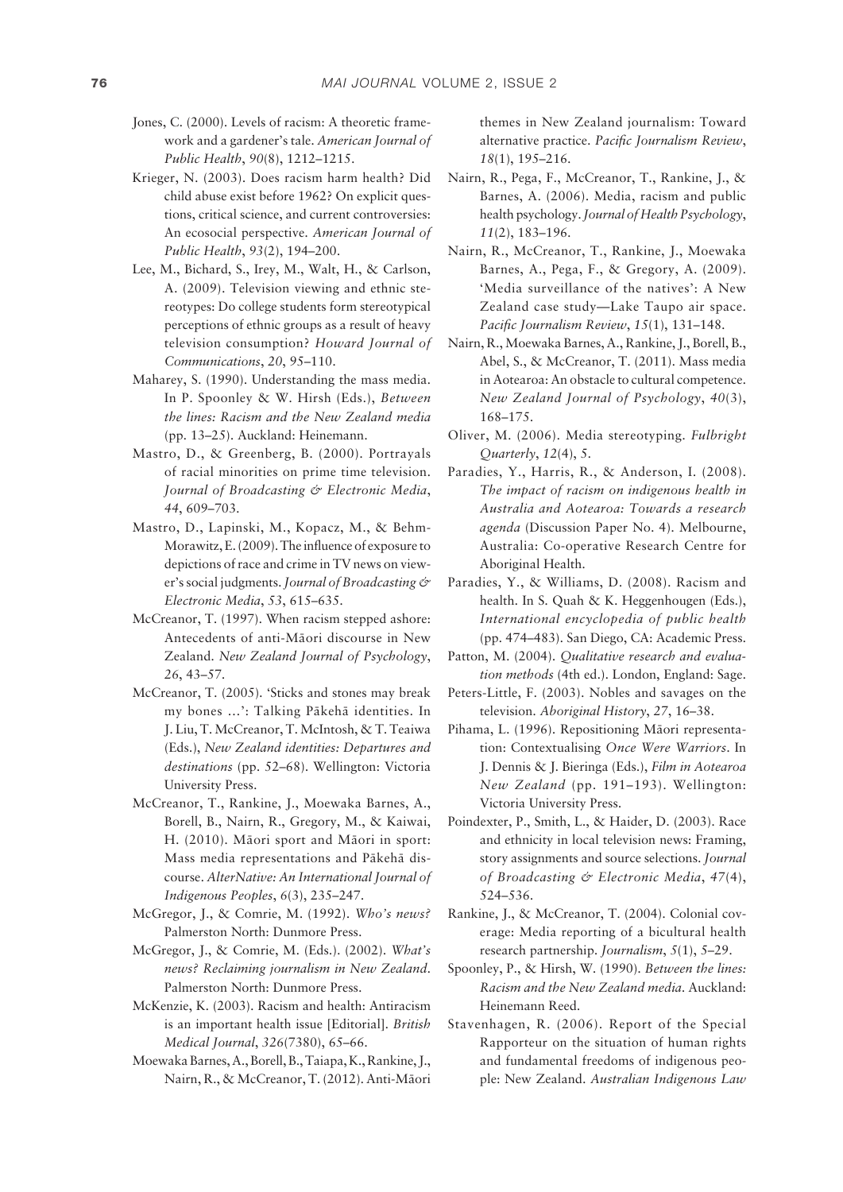Jones, C. (2000). Levels of racism: A theoretic framework and a gardener's tale. *American Journal of Public Health*, *90*(8), 1212–1215.

Krieger, N. (2003). Does racism harm health? Did child abuse exist before 1962? On explicit questions, critical science, and current controversies: An ecosocial perspective. *American Journal of Public Health*, *93*(2), 194–200.

Lee, M., Bichard, S., Irey, M., Walt, H., & Carlson, A. (2009). Television viewing and ethnic stereotypes: Do college students form stereotypical perceptions of ethnic groups as a result of heavy television consumption? *Howard Journal of Communications*, *20*, 95–110.

Maharey, S. (1990). Understanding the mass media. In P. Spoonley & W. Hirsh (Eds.), *Between the lines: Racism and the New Zealand media* (pp. 13–25). Auckland: Heinemann.

Mastro, D., & Greenberg, B. (2000). Portrayals of racial minorities on prime time television. *Journal of Broadcasting & Electronic Media*, *44*, 609–703.

Mastro, D., Lapinski, M., Kopacz, M., & Behm-Morawitz, E. (2009). The influence of exposure to depictions of race and crime in TV news on viewer's social judgments. *Journal of Broadcasting & Electronic Media*, *53*, 615–635.

McCreanor, T. (1997). When racism stepped ashore: Antecedents of anti-Māori discourse in New Zealand. *New Zealand Journal of Psychology*, *26*, 43–57.

McCreanor, T. (2005). 'Sticks and stones may break my bones ...': Talking Pākehā identities. In J. Liu, T. McCreanor, T. McIntosh, & T. Teaiwa (Eds.), *New Zealand identities: Departures and destinations* (pp. 52–68). Wellington: Victoria University Press.

McCreanor, T., Rankine, J., Moewaka Barnes, A., Borell, B., Nairn, R., Gregory, M., & Kaiwai, H. (2010). Māori sport and Māori in sport: Mass media representations and Pākehā discourse. *AlterNative: An International Journal of Indigenous Peoples*, *6*(3), 235–247.

McGregor, J., & Comrie, M. (1992). *Who's news?* Palmerston North: Dunmore Press.

McGregor, J., & Comrie, M. (Eds.). (2002). *What's news? Reclaiming journalism in New Zealand*. Palmerston North: Dunmore Press.

McKenzie, K. (2003). Racism and health: Antiracism is an important health issue [Editorial]. *British Medical Journal*, *326*(7380), 65–66.

Moewaka Barnes, A., Borell, B., Taiapa, K., Rankine, J., Nairn, R., & McCreanor, T. (2012). Anti-Māori themes in New Zealand journalism: Toward alternative practice. *Pacific Journalism Review*, *18*(1), 195–216.

Nairn, R., Pega, F., McCreanor, T., Rankine, J., & Barnes, A. (2006). Media, racism and public health psychology. *Journal of Health Psychology*, *11*(2), 183–196.

Nairn, R., McCreanor, T., Rankine, J., Moewaka Barnes, A., Pega, F., & Gregory, A. (2009). 'Media surveillance of the natives': A New Zealand case study—Lake Taupo air space. *Pacific Journalism Review*, *15*(1), 131–148.

Nairn, R., Moewaka Barnes, A., Rankine, J., Borell, B., Abel, S., & McCreanor, T. (2011). Mass media in Aotearoa: An obstacle to cultural competence. *New Zealand Journal of Psychology*, *40*(3), 168–175.

Oliver, M. (2006). Media stereotyping. *Fulbright Quarterly*, *12*(4), 5.

Paradies, Y., Harris, R., & Anderson, I. (2008). *The impact of racism on indigenous health in Australia and Aotearoa: Towards a research agenda* (Discussion Paper No. 4). Melbourne, Australia: Co-operative Research Centre for Aboriginal Health.

Paradies, Y., & Williams, D. (2008). Racism and health. In S. Quah & K. Heggenhougen (Eds.), *International encyclopedia of public health* (pp. 474–483). San Diego, CA: Academic Press.

Patton, M. (2004). *Qualitative research and evaluation methods* (4th ed.). London, England: Sage.

Peters-Little, F. (2003). Nobles and savages on the television. *Aboriginal History*, *27*, 16–38.

Pihama, L. (1996). Repositioning Māori representation: Contextualising *Once Were Warriors*. In J. Dennis & J. Bieringa (Eds.), *Film in Aotearoa New Zealand* (pp. 191–193). Wellington: Victoria University Press.

Poindexter, P., Smith, L., & Haider, D. (2003). Race and ethnicity in local television news: Framing, story assignments and source selections. *Journal of Broadcasting & Electronic Media*, *47*(4), 524–536.

Rankine, J., & McCreanor, T. (2004). Colonial coverage: Media reporting of a bicultural health research partnership. *Journalism*, *5*(1), 5–29.

Spoonley, P., & Hirsh, W. (1990). *Between the lines: Racism and the New Zealand media*. Auckland: Heinemann Reed.

Stavenhagen, R. (2006). Report of the Special Rapporteur on the situation of human rights and fundamental freedoms of indigenous people: New Zealand. *Australian Indigenous Law*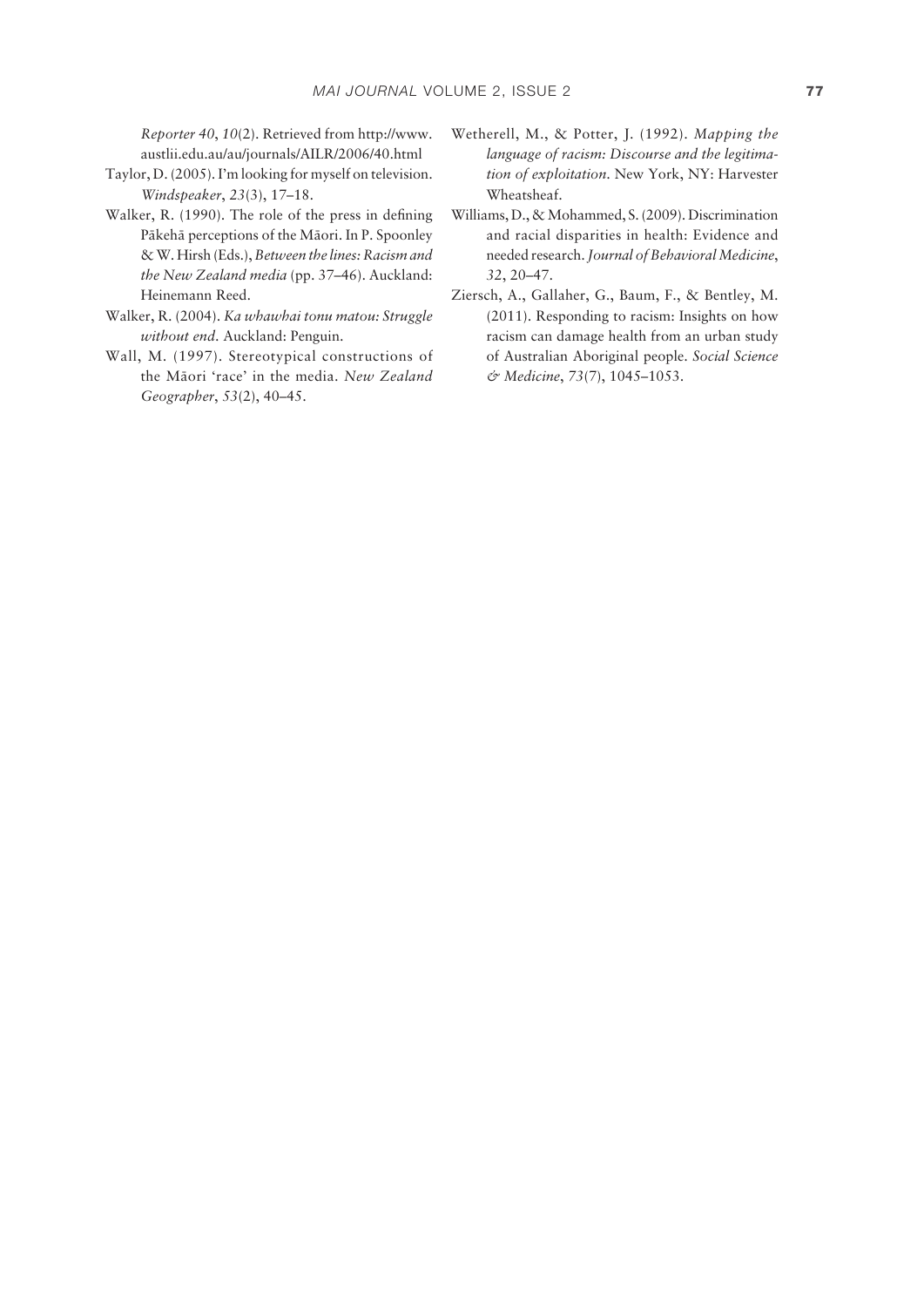*Reporter 40*, *10*(2). Retrieved from http://www.austlii.edu.au/au/journals/AILR/2006/40.html

Taylor, D. (2005). I'm looking for myself on television. *Windspeaker*, *23*(3), 17–18.

Walker, R. (1990). The role of the press in defining Pākehā perceptions of the Māori. In P. Spoonley & W. Hirsh (Eds.), *Between the lines: Racism and the New Zealand media* (pp. 37–46). Auckland: Heinemann Reed.

Walker, R. (2004). *Ka whawhai tonu matou: Struggle without end*. Auckland: Penguin.

Wall, M. (1997). Stereotypical constructions of the Māori 'race' in the media. *New Zealand Geographer*, *53*(2), 40–45.

Wetherell, M., & Potter, J. (1992). *Mapping the language of racism: Discourse and the legitimation of exploitation*. New York, NY: Harvester Wheatsheaf.

Williams, D., & Mohammed, S. (2009). Discrimination and racial disparities in health: Evidence and needed research. *Journal of Behavioral Medicine*, *32*, 20–47.

Ziersch, A., Gallaher, G., Baum, F., & Bentley, M. (2011). Responding to racism: Insights on how racism can damage health from an urban study of Australian Aboriginal people. *Social Science & Medicine*, *73*(7), 1045–1053.